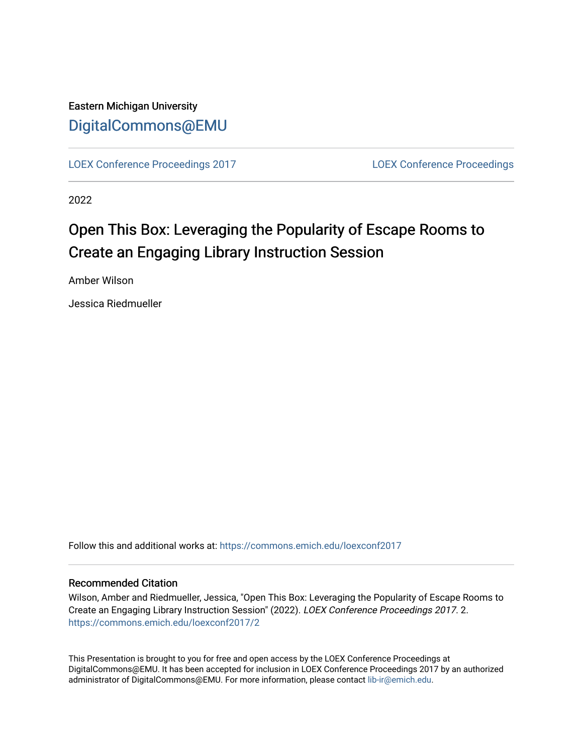Eastern Michigan University

# DigitalCommons@EMU

LOEX Conference Proceedings 2017

LOEX Conference Proceedings

2022

# Open This Box: Leveraging the Popularity of Escape Rooms to Create an Engaging Library Instruction Session

Amber Wilson

Jessica Riedmueller

Follow this and additional works at: https://commons.emich.edu/loexconf2017

## Recommended Citation

Wilson, Amber and Riedmueller, Jessica, "Open This Box: Leveraging the Popularity of Escape Rooms to Create an Engaging Library Instruction Session" (2022). *LOEX Conference Proceedings 2017*. 2.
https://commons.emich.edu/loexconf2017/2

This Presentation is brought to you for free and open access by the LOEX Conference Proceedings at DigitalCommons@EMU. It has been accepted for inclusion in LOEX Conference Proceedings 2017 by an authorized administrator of DigitalCommons@EMU. For more information, please contact lib-ir@emich.edu.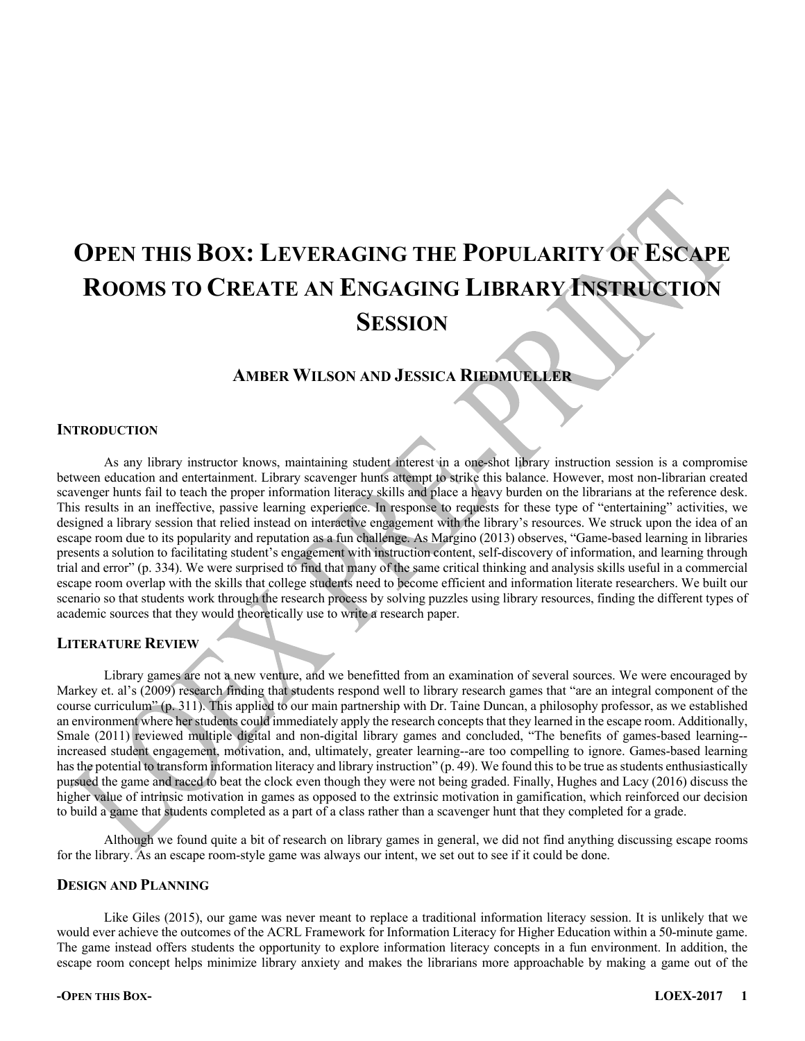# Open this Box: Leveraging the Popularity of Escape Rooms to Create an Engaging Library Instruction Session

**Amber Wilson and Jessica Riedmueller**

## Introduction

As any library instructor knows, maintaining student interest in a one-shot library instruction session is a compromise between education and entertainment. Library scavenger hunts attempt to strike this balance. However, most non-librarian created scavenger hunts fail to teach the proper information literacy skills and place a heavy burden on the librarians at the reference desk. This results in an ineffective, passive learning experience. In response to requests for these type of "entertaining" activities, we designed a library session that relied instead on interactive engagement with the library's resources. We struck upon the idea of an escape room due to its popularity and reputation as a fun challenge. As Margino (2013) observes, "Game-based learning in libraries presents a solution to facilitating student's engagement with instruction content, self-discovery of information, and learning through trial and error" (p. 334). We were surprised to find that many of the same critical thinking and analysis skills useful in a commercial escape room overlap with the skills that college students need to become efficient and information literate researchers. We built our scenario so that students work through the research process by solving puzzles using library resources, finding the different types of academic sources that they would theoretically use to write a research paper.

## Literature Review

Library games are not a new venture, and we benefitted from an examination of several sources. We were encouraged by Markey et. al's (2009) research finding that students respond well to library research games that "are an integral component of the course curriculum" (p. 311). This applied to our main partnership with Dr. Taine Duncan, a philosophy professor, as we established an environment where her students could immediately apply the research concepts that they learned in the escape room. Additionally, Smale (2011) reviewed multiple digital and non-digital library games and concluded, "The benefits of games-based learning--increased student engagement, motivation, and, ultimately, greater learning--are too compelling to ignore. Games-based learning has the potential to transform information literacy and library instruction" (p. 49). We found this to be true as students enthusiastically pursued the game and raced to beat the clock even though they were not being graded. Finally, Hughes and Lacy (2016) discuss the higher value of intrinsic motivation in games as opposed to the extrinsic motivation in gamification, which reinforced our decision to build a game that students completed as a part of a class rather than a scavenger hunt that they completed for a grade.

Although we found quite a bit of research on library games in general, we did not find anything discussing escape rooms for the library. As an escape room-style game was always our intent, we set out to see if it could be done.

## Design and Planning

Like Giles (2015), our game was never meant to replace a traditional information literacy session. It is unlikely that we would ever achieve the outcomes of the ACRL Framework for Information Literacy for Higher Education within a 50-minute game. The game instead offers students the opportunity to explore information literacy concepts in a fun environment. In addition, the escape room concept helps minimize library anxiety and makes the librarians more approachable by making a game out of the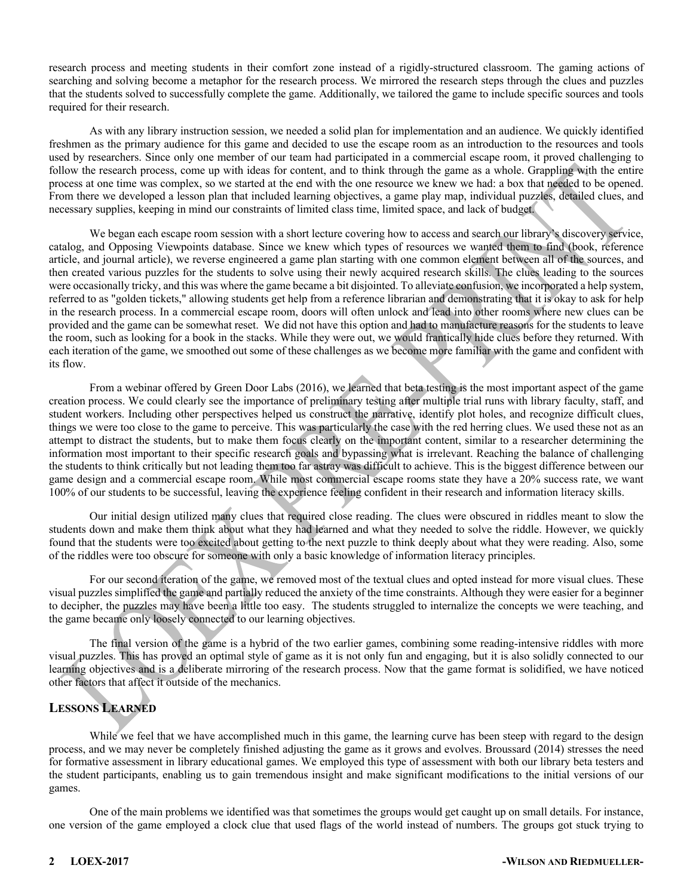research process and meeting students in their comfort zone instead of a rigidly-structured classroom. The gaming actions of searching and solving become a metaphor for the research process. We mirrored the research steps through the clues and puzzles that the students solved to successfully complete the game. Additionally, we tailored the game to include specific sources and tools required for their research.

As with any library instruction session, we needed a solid plan for implementation and an audience. We quickly identified freshmen as the primary audience for this game and decided to use the escape room as an introduction to the resources and tools used by researchers. Since only one member of our team had participated in a commercial escape room, it proved challenging to follow the research process, come up with ideas for content, and to think through the game as a whole. Grappling with the entire process at one time was complex, so we started at the end with the one resource we knew we had: a box that needed to be opened. From there we developed a lesson plan that included learning objectives, a game play map, individual puzzles, detailed clues, and necessary supplies, keeping in mind our constraints of limited class time, limited space, and lack of budget.

We began each escape room session with a short lecture covering how to access and search our library's discovery service, catalog, and Opposing Viewpoints database. Since we knew which types of resources we wanted them to find (book, reference article, and journal article), we reverse engineered a game plan starting with one common element between all of the sources, and then created various puzzles for the students to solve using their newly acquired research skills. The clues leading to the sources were occasionally tricky, and this was where the game became a bit disjointed. To alleviate confusion, we incorporated a help system, referred to as "golden tickets," allowing students get help from a reference librarian and demonstrating that it is okay to ask for help in the research process. In a commercial escape room, doors will often unlock and lead into other rooms where new clues can be provided and the game can be somewhat reset. We did not have this option and had to manufacture reasons for the students to leave the room, such as looking for a book in the stacks. While they were out, we would frantically hide clues before they returned. With each iteration of the game, we smoothed out some of these challenges as we become more familiar with the game and confident with its flow.

From a webinar offered by Green Door Labs (2016), we learned that beta testing is the most important aspect of the game creation process. We could clearly see the importance of preliminary testing after multiple trial runs with library faculty, staff, and student workers. Including other perspectives helped us construct the narrative, identify plot holes, and recognize difficult clues, things we were too close to the game to perceive. This was particularly the case with the red herring clues. We used these not as an attempt to distract the students, but to make them focus clearly on the important content, similar to a researcher determining the information most important to their specific research goals and bypassing what is irrelevant. Reaching the balance of challenging the students to think critically but not leading them too far astray was difficult to achieve. This is the biggest difference between our game design and a commercial escape room. While most commercial escape rooms state they have a 20% success rate, we want 100% of our students to be successful, leaving the experience feeling confident in their research and information literacy skills.

Our initial design utilized many clues that required close reading. The clues were obscured in riddles meant to slow the students down and make them think about what they had learned and what they needed to solve the riddle. However, we quickly found that the students were too excited about getting to the next puzzle to think deeply about what they were reading. Also, some of the riddles were too obscure for someone with only a basic knowledge of information literacy principles.

For our second iteration of the game, we removed most of the textual clues and opted instead for more visual clues. These visual puzzles simplified the game and partially reduced the anxiety of the time constraints. Although they were easier for a beginner to decipher, the puzzles may have been a little too easy. The students struggled to internalize the concepts we were teaching, and the game became only loosely connected to our learning objectives.

The final version of the game is a hybrid of the two earlier games, combining some reading-intensive riddles with more visual puzzles. This has proved an optimal style of game as it is not only fun and engaging, but it is also solidly connected to our learning objectives and is a deliberate mirroring of the research process. Now that the game format is solidified, we have noticed other factors that affect it outside of the mechanics.

## Lessons Learned

While we feel that we have accomplished much in this game, the learning curve has been steep with regard to the design process, and we may never be completely finished adjusting the game as it grows and evolves. Broussard (2014) stresses the need for formative assessment in library educational games. We employed this type of assessment with both our library beta testers and the student participants, enabling us to gain tremendous insight and make significant modifications to the initial versions of our games.

One of the main problems we identified was that sometimes the groups would get caught up on small details. For instance, one version of the game employed a clock clue that used flags of the world instead of numbers. The groups got stuck trying to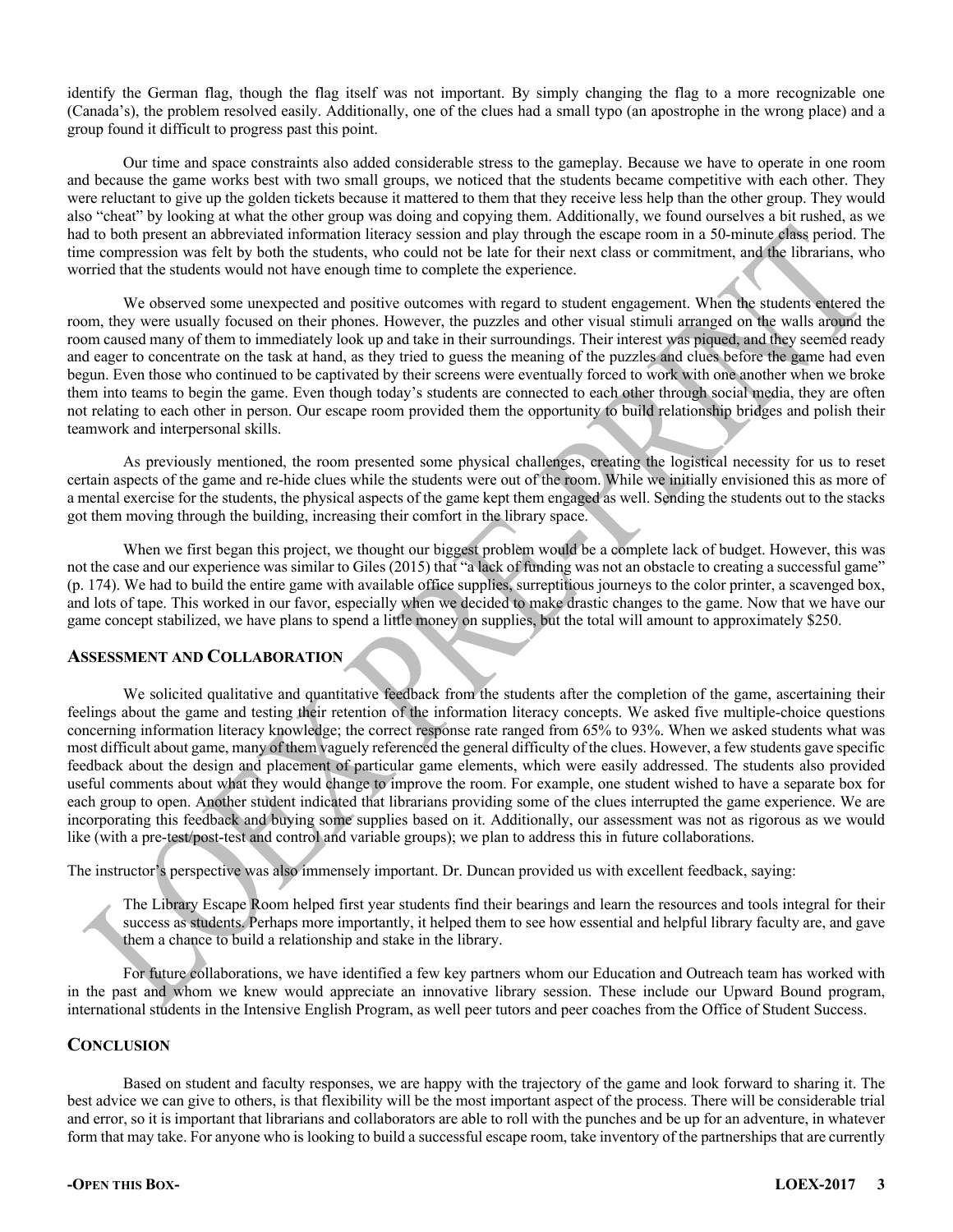identify the German flag, though the flag itself was not important. By simply changing the flag to a more recognizable one (Canada's), the problem resolved easily. Additionally, one of the clues had a small typo (an apostrophe in the wrong place) and a group found it difficult to progress past this point.

Our time and space constraints also added considerable stress to the gameplay. Because we have to operate in one room and because the game works best with two small groups, we noticed that the students became competitive with each other. They were reluctant to give up the golden tickets because it mattered to them that they receive less help than the other group. They would also "cheat" by looking at what the other group was doing and copying them. Additionally, we found ourselves a bit rushed, as we had to both present an abbreviated information literacy session and play through the escape room in a 50-minute class period. The time compression was felt by both the students, who could not be late for their next class or commitment, and the librarians, who worried that the students would not have enough time to complete the experience.

We observed some unexpected and positive outcomes with regard to student engagement. When the students entered the room, they were usually focused on their phones. However, the puzzles and other visual stimuli arranged on the walls around the room caused many of them to immediately look up and take in their surroundings. Their interest was piqued, and they seemed ready and eager to concentrate on the task at hand, as they tried to guess the meaning of the puzzles and clues before the game had even begun. Even those who continued to be captivated by their screens were eventually forced to work with one another when we broke them into teams to begin the game. Even though today's students are connected to each other through social media, they are often not relating to each other in person. Our escape room provided them the opportunity to build relationship bridges and polish their teamwork and interpersonal skills.

As previously mentioned, the room presented some physical challenges, creating the logistical necessity for us to reset certain aspects of the game and re-hide clues while the students were out of the room. While we initially envisioned this as more of a mental exercise for the students, the physical aspects of the game kept them engaged as well. Sending the students out to the stacks got them moving through the building, increasing their comfort in the library space.

When we first began this project, we thought our biggest problem would be a complete lack of budget. However, this was not the case and our experience was similar to Giles (2015) that "a lack of funding was not an obstacle to creating a successful game" (p. 174). We had to build the entire game with available office supplies, surreptitious journeys to the color printer, a scavenged box, and lots of tape. This worked in our favor, especially when we decided to make drastic changes to the game. Now that we have our game concept stabilized, we have plans to spend a little money on supplies, but the total will amount to approximately $250.

## Assessment and Collaboration

We solicited qualitative and quantitative feedback from the students after the completion of the game, ascertaining their feelings about the game and testing their retention of the information literacy concepts. We asked five multiple-choice questions concerning information literacy knowledge; the correct response rate ranged from 65% to 93%. When we asked students what was most difficult about game, many of them vaguely referenced the general difficulty of the clues. However, a few students gave specific feedback about the design and placement of particular game elements, which were easily addressed. The students also provided useful comments about what they would change to improve the room. For example, one student wished to have a separate box for each group to open. Another student indicated that librarians providing some of the clues interrupted the game experience. We are incorporating this feedback and buying some supplies based on it. Additionally, our assessment was not as rigorous as we would like (with a pre-test/post-test and control and variable groups); we plan to address this in future collaborations.

The instructor's perspective was also immensely important. Dr. Duncan provided us with excellent feedback, saying:

> The Library Escape Room helped first year students find their bearings and learn the resources and tools integral for their success as students. Perhaps more importantly, it helped them to see how essential and helpful library faculty are, and gave them a chance to build a relationship and stake in the library.

For future collaborations, we have identified a few key partners whom our Education and Outreach team has worked with in the past and whom we knew would appreciate an innovative library session. These include our Upward Bound program, international students in the Intensive English Program, as well peer tutors and peer coaches from the Office of Student Success.

## Conclusion

Based on student and faculty responses, we are happy with the trajectory of the game and look forward to sharing it. The best advice we can give to others, is that flexibility will be the most important aspect of the process. There will be considerable trial and error, so it is important that librarians and collaborators are able to roll with the punches and be up for an adventure, in whatever form that may take. For anyone who is looking to build a successful escape room, take inventory of the partnerships that are currently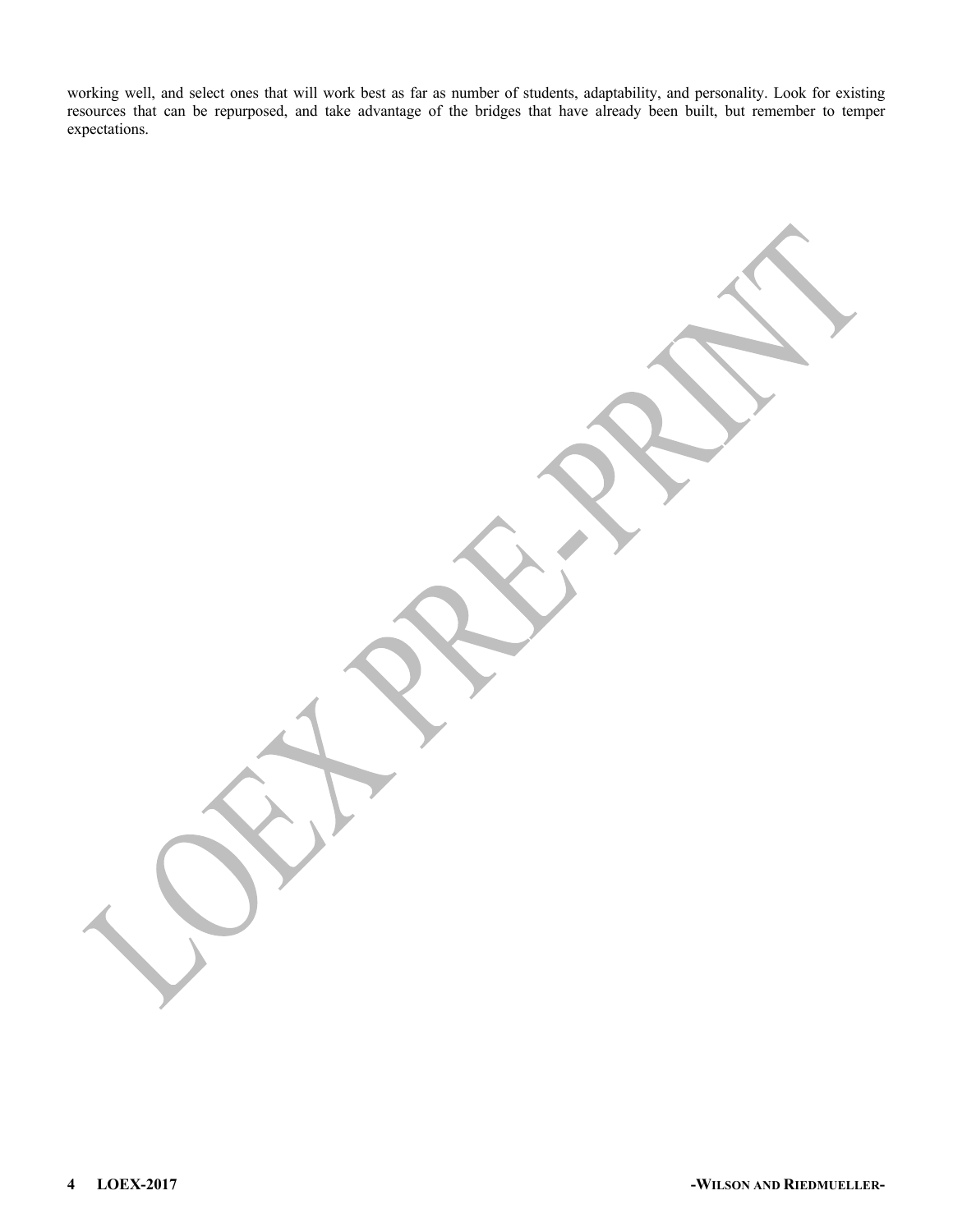working well, and select ones that will work best as far as number of students, adaptability, and personality. Look for existing resources that can be repurposed, and take advantage of the bridges that have already been built, but remember to temper expectations.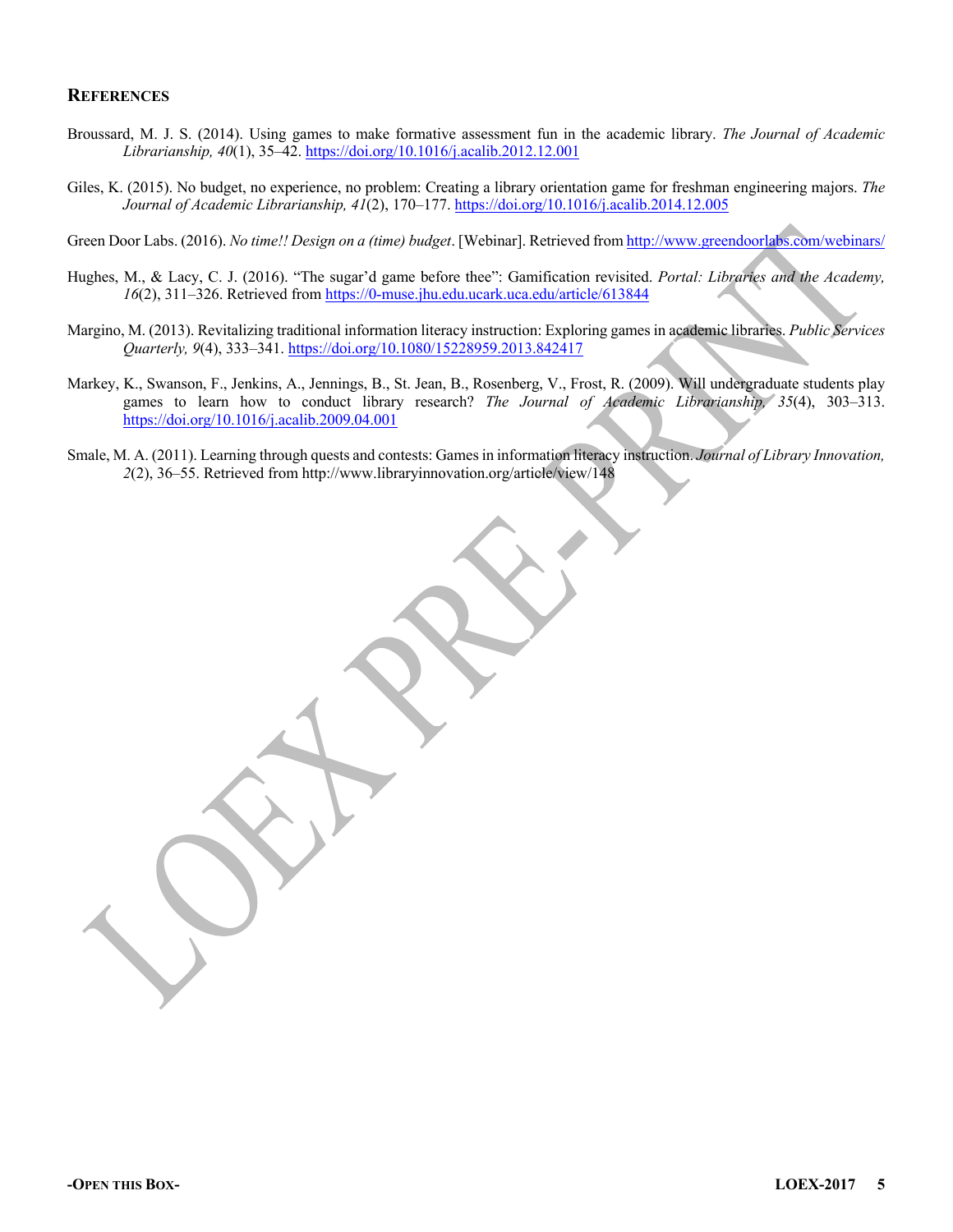## REFERENCES

Broussard, M. J. S. (2014). Using games to make formative assessment fun in the academic library. *The Journal of Academic Librarianship, 40*(1), 35–42. https://doi.org/10.1016/j.acalib.2012.12.001

Giles, K. (2015). No budget, no experience, no problem: Creating a library orientation game for freshman engineering majors. *The Journal of Academic Librarianship, 41*(2), 170–177. https://doi.org/10.1016/j.acalib.2014.12.005

Green Door Labs. (2016). *No time!! Design on a (time) budget*. [Webinar]. Retrieved from http://www.greendoorlabs.com/webinars/

Hughes, M., & Lacy, C. J. (2016). "The sugar'd game before thee": Gamification revisited. *Portal: Libraries and the Academy, 16*(2), 311–326. Retrieved from https://0-muse.jhu.edu.ucark.uca.edu/article/613844

Margino, M. (2013). Revitalizing traditional information literacy instruction: Exploring games in academic libraries. *Public Services Quarterly, 9*(4), 333–341. https://doi.org/10.1080/15228959.2013.842417

Markey, K., Swanson, F., Jenkins, A., Jennings, B., St. Jean, B., Rosenberg, V., Frost, R. (2009). Will undergraduate students play games to learn how to conduct library research? *The Journal of Academic Librarianship, 35*(4), 303–313. https://doi.org/10.1016/j.acalib.2009.04.001

Smale, M. A. (2011). Learning through quests and contests: Games in information literacy instruction. *Journal of Library Innovation, 2*(2), 36–55. Retrieved from http://www.libraryinnovation.org/article/view/148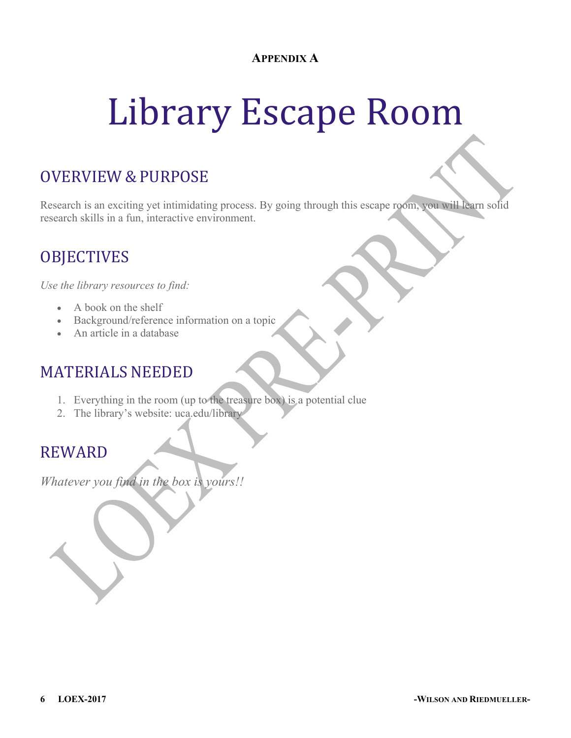**APPENDIX A**

# Library Escape Room

## OVERVIEW & PURPOSE

Research is an exciting yet intimidating process. By going through this escape room, you will learn solid research skills in a fun, interactive environment.

## OBJECTIVES

*Use the library resources to find:*

- A book on the shelf
- Background/reference information on a topic
- An article in a database

## MATERIALS NEEDED

1. Everything in the room (up to the treasure box) is a potential clue
2. The library's website: uca.edu/library

## REWARD

*Whatever you find in the box is yours!!*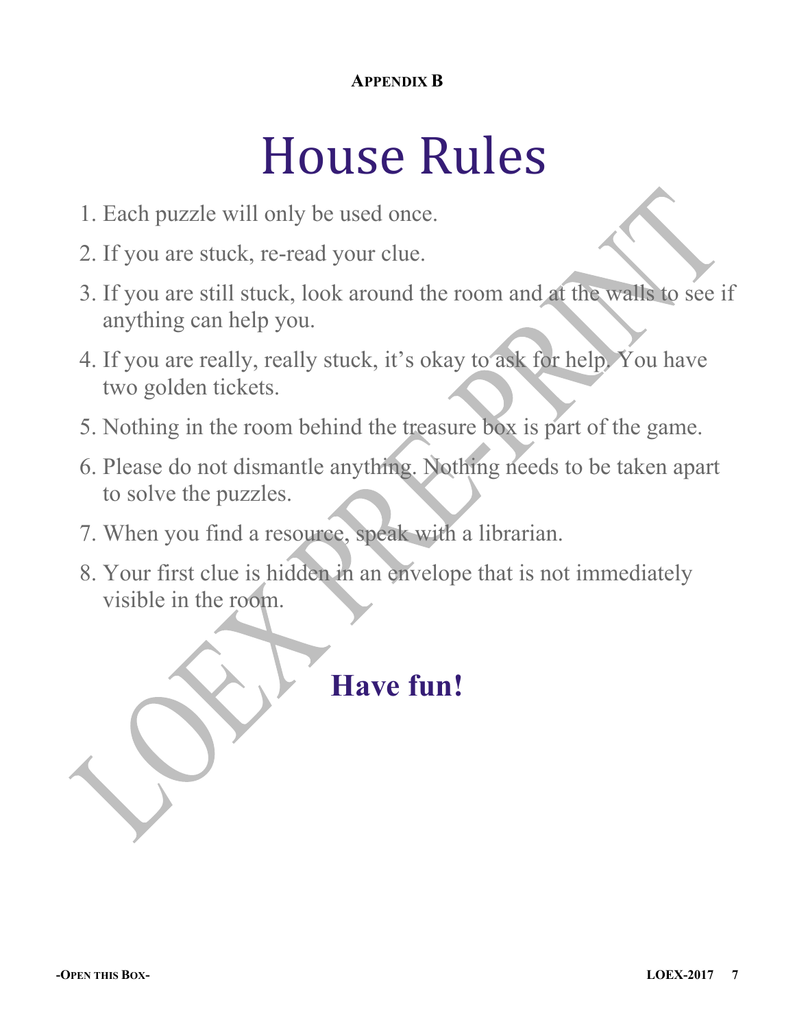**Appendix B**

# House Rules

1. Each puzzle will only be used once.
2. If you are stuck, re-read your clue.
3. If you are still stuck, look around the room and at the walls to see if anything can help you.
4. If you are really, really stuck, it's okay to ask for help. You have two golden tickets.
5. Nothing in the room behind the treasure box is part of the game.
6. Please do not dismantle anything. Nothing needs to be taken apart to solve the puzzles.
7. When you find a resource, speak with a librarian.
8. Your first clue is hidden in an envelope that is not immediately visible in the room.

**Have fun!**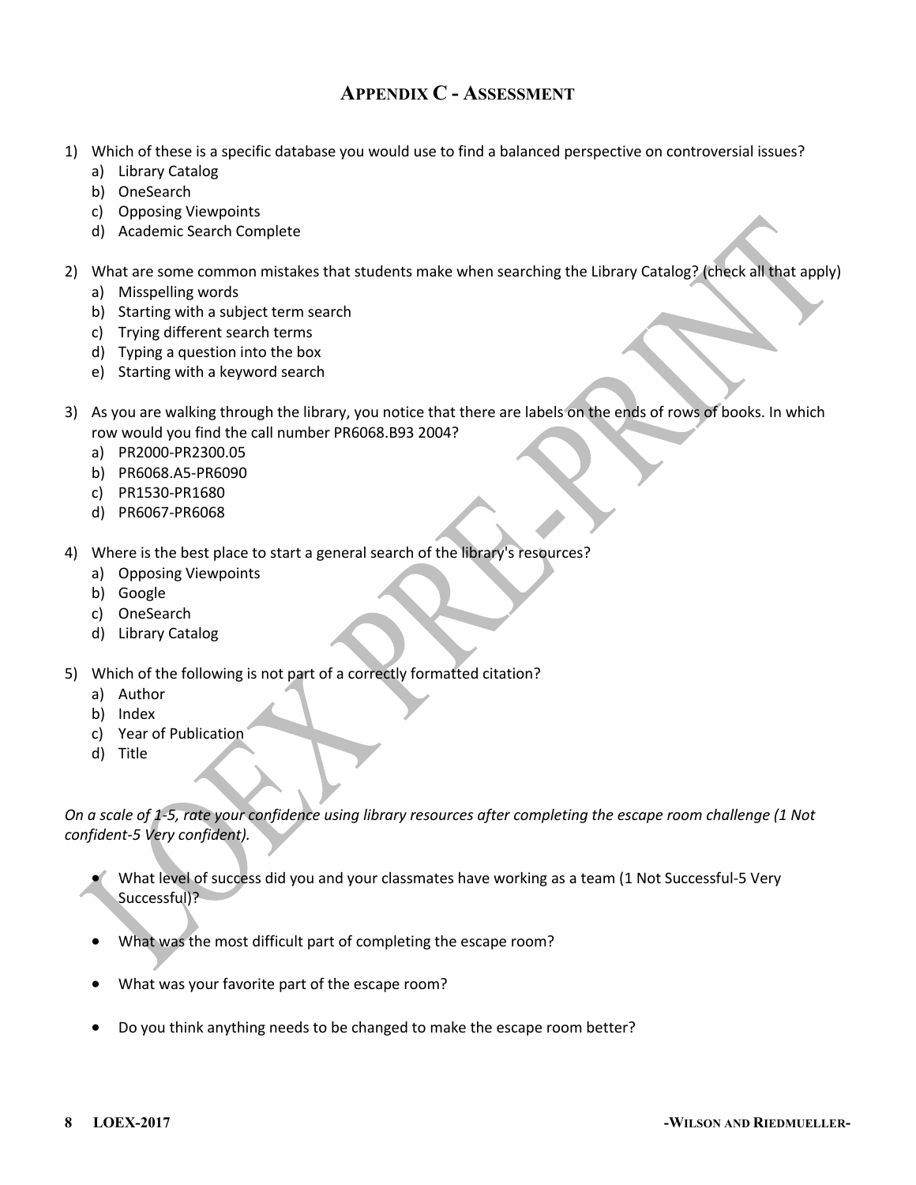## Appendix C - Assessment

1) Which of these is a specific database you would use to find a balanced perspective on controversial issues?
   a) Library Catalog
   b) OneSearch
   c) Opposing Viewpoints
   d) Academic Search Complete

2) What are some common mistakes that students make when searching the Library Catalog? (check all that apply)
   a) Misspelling words
   b) Starting with a subject term search
   c) Trying different search terms
   d) Typing a question into the box
   e) Starting with a keyword search

3) As you are walking through the library, you notice that there are labels on the ends of rows of books. In which row would you find the call number PR6068.B93 2004?
   a) PR2000-PR2300.05
   b) PR6068.A5-PR6090
   c) PR1530-PR1680
   d) PR6067-PR6068

4) Where is the best place to start a general search of the library's resources?
   a) Opposing Viewpoints
   b) Google
   c) OneSearch
   d) Library Catalog

5) Which of the following is not part of a correctly formatted citation?
   a) Author
   b) Index
   c) Year of Publication
   d) Title

*On a scale of 1-5, rate your confidence using library resources after completing the escape room challenge (1 Not confident-5 Very confident).*

- What level of success did you and your classmates have working as a team (1 Not Successful-5 Very Successful)?

- What was the most difficult part of completing the escape room?

- What was your favorite part of the escape room?

- Do you think anything needs to be changed to make the escape room better?